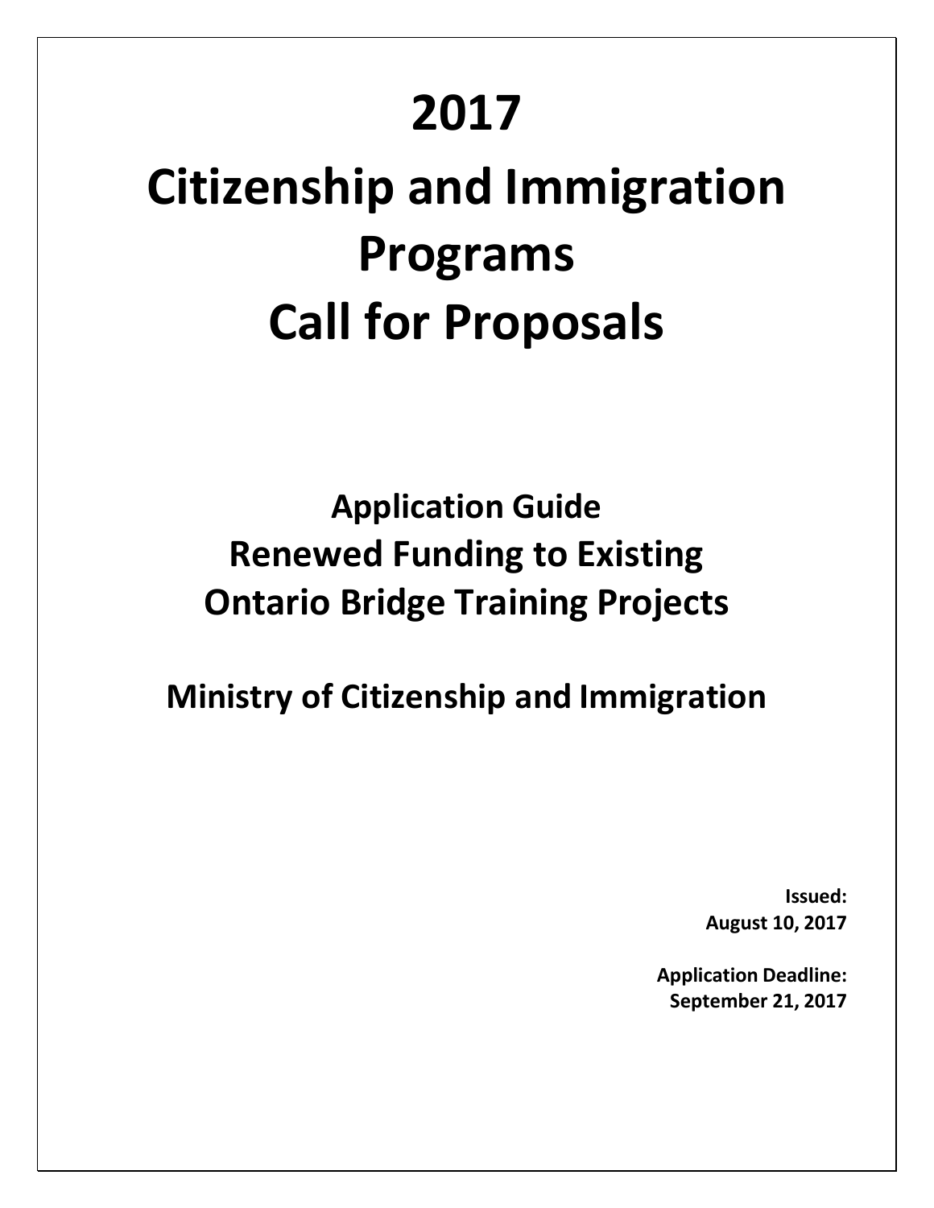# 2017

# Citizenship and Immigration Programs Call for Proposals

## Application Guide
## Renewed Funding to Existing Ontario Bridge Training Projects

## Ministry of Citizenship and Immigration

**Issued:**
**August 10, 2017**

**Application Deadline:**
**September 21, 2017**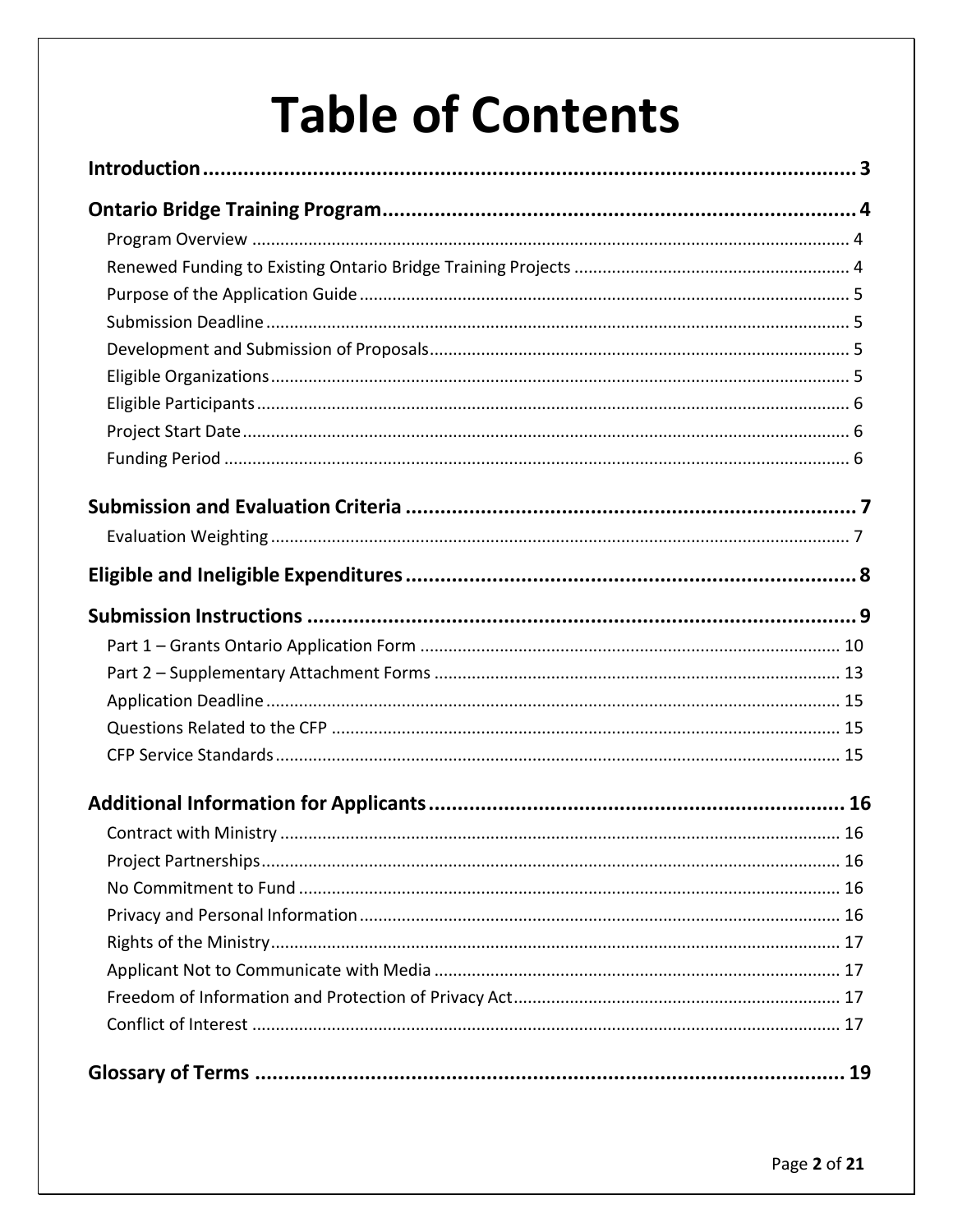# Table of Contents

**Introduction** ..... 3

**Ontario Bridge Training Program** ..... 4

- Program Overview ..... 4
- Renewed Funding to Existing Ontario Bridge Training Projects ..... 4
- Purpose of the Application Guide ..... 5
- Submission Deadline ..... 5
- Development and Submission of Proposals ..... 5
- Eligible Organizations ..... 5
- Eligible Participants ..... 6
- Project Start Date ..... 6
- Funding Period ..... 6

**Submission and Evaluation Criteria** ..... 7

- Evaluation Weighting ..... 7

**Eligible and Ineligible Expenditures** ..... 8

**Submission Instructions** ..... 9

- Part 1 – Grants Ontario Application Form ..... 10
- Part 2 – Supplementary Attachment Forms ..... 13
- Application Deadline ..... 15
- Questions Related to the CFP ..... 15
- CFP Service Standards ..... 15

**Additional Information for Applicants** ..... 16

- Contract with Ministry ..... 16
- Project Partnerships ..... 16
- No Commitment to Fund ..... 16
- Privacy and Personal Information ..... 16
- Rights of the Ministry ..... 17
- Applicant Not to Communicate with Media ..... 17
- Freedom of Information and Protection of Privacy Act ..... 17
- Conflict of Interest ..... 17

**Glossary of Terms** ..... 19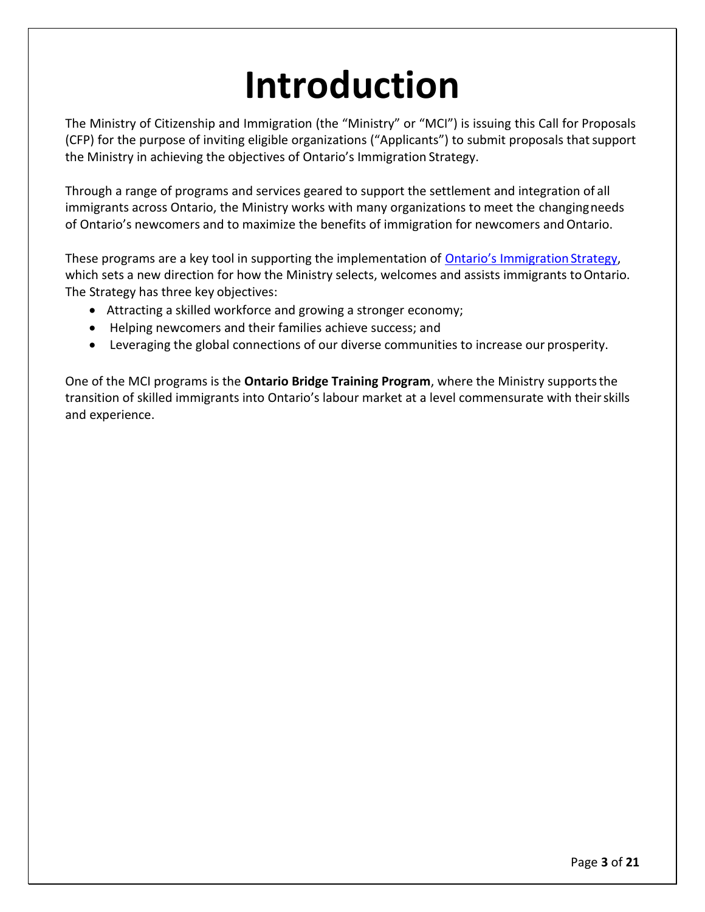# Introduction

The Ministry of Citizenship and Immigration (the "Ministry" or "MCI") is issuing this Call for Proposals (CFP) for the purpose of inviting eligible organizations ("Applicants") to submit proposals that support the Ministry in achieving the objectives of Ontario's Immigration Strategy.

Through a range of programs and services geared to support the settlement and integration of all immigrants across Ontario, the Ministry works with many organizations to meet the changing needs of Ontario's newcomers and to maximize the benefits of immigration for newcomers and Ontario.

These programs are a key tool in supporting the implementation of [Ontario's Immigration Strategy](), which sets a new direction for how the Ministry selects, welcomes and assists immigrants to Ontario. The Strategy has three key objectives:

- Attracting a skilled workforce and growing a stronger economy;
- Helping newcomers and their families achieve success; and
- Leveraging the global connections of our diverse communities to increase our prosperity.

One of the MCI programs is the **Ontario Bridge Training Program**, where the Ministry supports the transition of skilled immigrants into Ontario's labour market at a level commensurate with their skills and experience.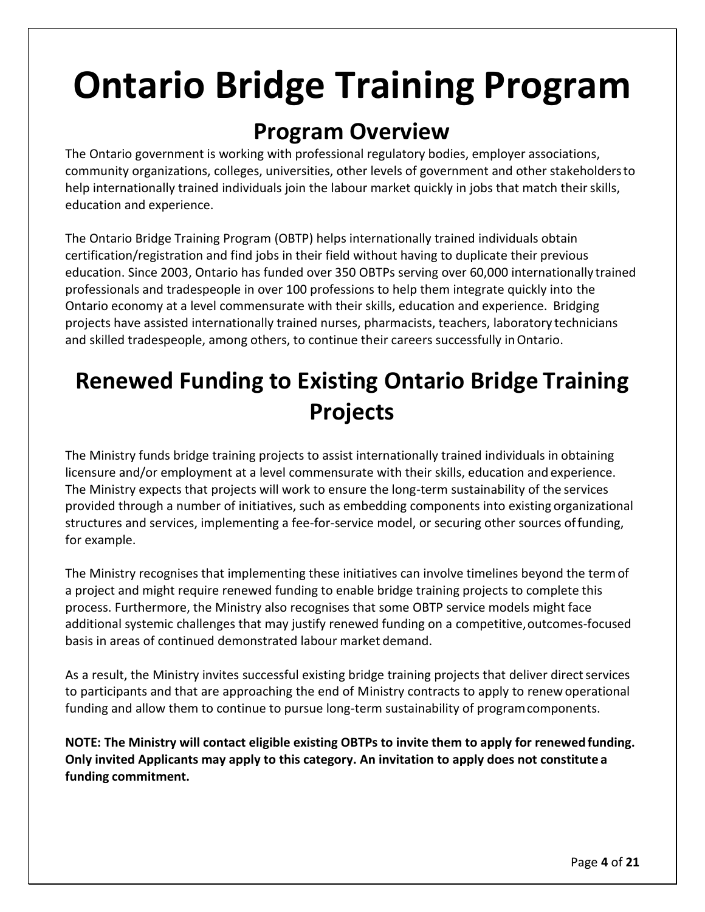# Ontario Bridge Training Program

## Program Overview

The Ontario government is working with professional regulatory bodies, employer associations, community organizations, colleges, universities, other levels of government and other stakeholders to help internationally trained individuals join the labour market quickly in jobs that match their skills, education and experience.

The Ontario Bridge Training Program (OBTP) helps internationally trained individuals obtain certification/registration and find jobs in their field without having to duplicate their previous education. Since 2003, Ontario has funded over 350 OBTPs serving over 60,000 internationally trained professionals and tradespeople in over 100 professions to help them integrate quickly into the Ontario economy at a level commensurate with their skills, education and experience. Bridging projects have assisted internationally trained nurses, pharmacists, teachers, laboratory technicians and skilled tradespeople, among others, to continue their careers successfully in Ontario.

## Renewed Funding to Existing Ontario Bridge Training Projects

The Ministry funds bridge training projects to assist internationally trained individuals in obtaining licensure and/or employment at a level commensurate with their skills, education and experience. The Ministry expects that projects will work to ensure the long-term sustainability of the services provided through a number of initiatives, such as embedding components into existing organizational structures and services, implementing a fee-for-service model, or securing other sources of funding, for example.

The Ministry recognises that implementing these initiatives can involve timelines beyond the term of a project and might require renewed funding to enable bridge training projects to complete this process. Furthermore, the Ministry also recognises that some OBTP service models might face additional systemic challenges that may justify renewed funding on a competitive, outcomes-focused basis in areas of continued demonstrated labour market demand.

As a result, the Ministry invites successful existing bridge training projects that deliver direct services to participants and that are approaching the end of Ministry contracts to apply to renew operational funding and allow them to continue to pursue long-term sustainability of program components.

**NOTE: The Ministry will contact eligible existing OBTPs to invite them to apply for renewed funding. Only invited Applicants may apply to this category. An invitation to apply does not constitute a funding commitment.**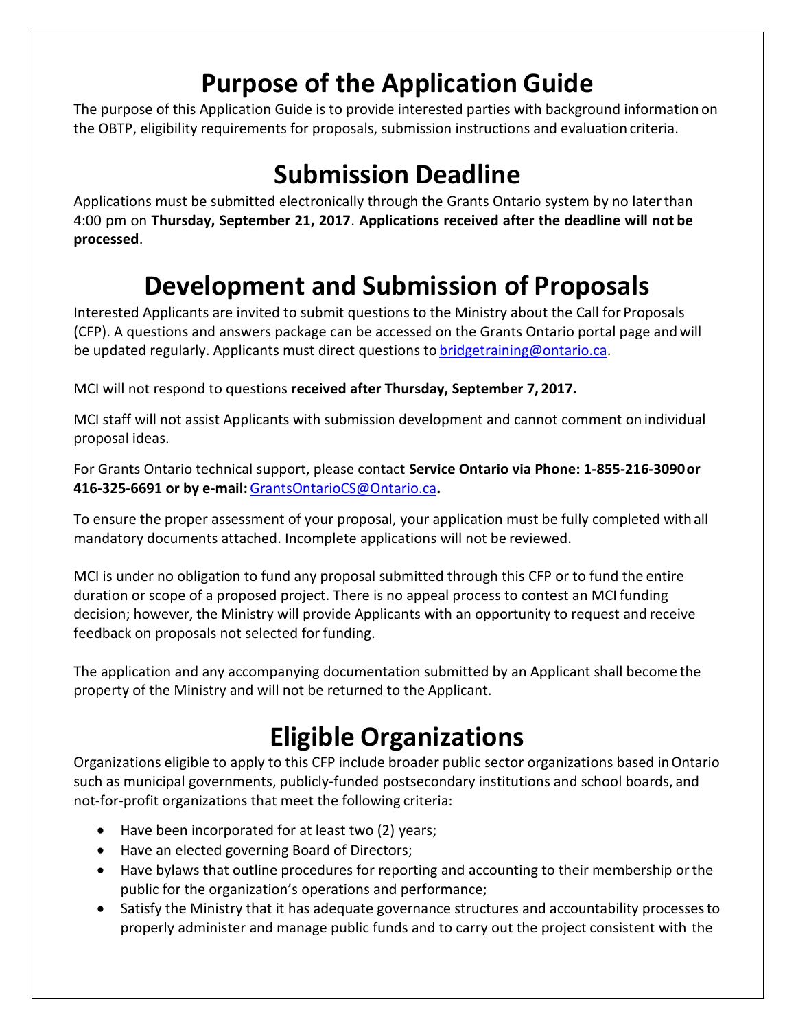# Purpose of the Application Guide

The purpose of this Application Guide is to provide interested parties with background information on the OBTP, eligibility requirements for proposals, submission instructions and evaluation criteria.

# Submission Deadline

Applications must be submitted electronically through the Grants Ontario system by no later than 4:00 pm on **Thursday, September 21, 2017**. **Applications received after the deadline will not be processed**.

# Development and Submission of Proposals

Interested Applicants are invited to submit questions to the Ministry about the Call for Proposals (CFP). A questions and answers package can be accessed on the Grants Ontario portal page and will be updated regularly. Applicants must direct questions to bridgetraining@ontario.ca.

MCI will not respond to questions **received after Thursday, September 7, 2017.**

MCI staff will not assist Applicants with submission development and cannot comment on individual proposal ideas.

For Grants Ontario technical support, please contact **Service Ontario via Phone: 1-855-216-3090 or 416-325-6691 or by e-mail:** GrantsOntarioCS@Ontario.ca**.**

To ensure the proper assessment of your proposal, your application must be fully completed with all mandatory documents attached. Incomplete applications will not be reviewed.

MCI is under no obligation to fund any proposal submitted through this CFP or to fund the entire duration or scope of a proposed project. There is no appeal process to contest an MCI funding decision; however, the Ministry will provide Applicants with an opportunity to request and receive feedback on proposals not selected for funding.

The application and any accompanying documentation submitted by an Applicant shall become the property of the Ministry and will not be returned to the Applicant.

# Eligible Organizations

Organizations eligible to apply to this CFP include broader public sector organizations based in Ontario such as municipal governments, publicly-funded postsecondary institutions and school boards, and not-for-profit organizations that meet the following criteria:

- Have been incorporated for at least two (2) years;
- Have an elected governing Board of Directors;
- Have bylaws that outline procedures for reporting and accounting to their membership or the public for the organization's operations and performance;
- Satisfy the Ministry that it has adequate governance structures and accountability processes to properly administer and manage public funds and to carry out the project consistent with the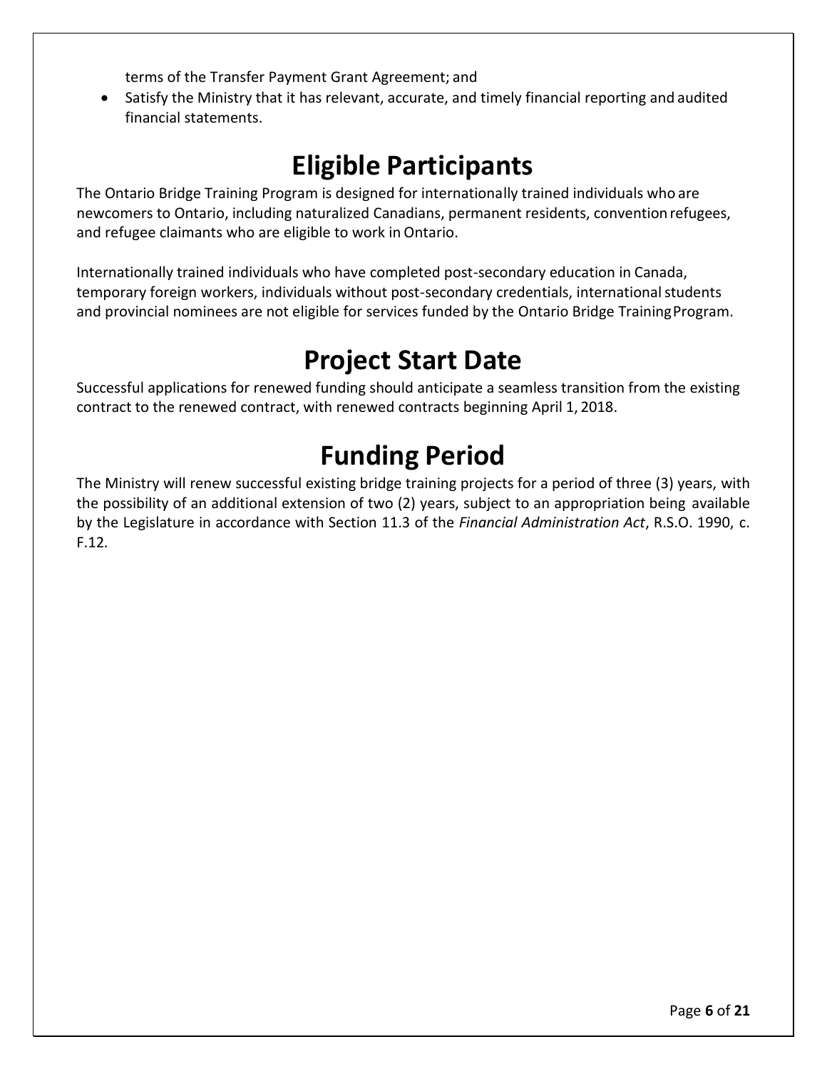terms of the Transfer Payment Grant Agreement; and

- Satisfy the Ministry that it has relevant, accurate, and timely financial reporting and audited financial statements.

# Eligible Participants

The Ontario Bridge Training Program is designed for internationally trained individuals who are newcomers to Ontario, including naturalized Canadians, permanent residents, convention refugees, and refugee claimants who are eligible to work in Ontario.

Internationally trained individuals who have completed post-secondary education in Canada, temporary foreign workers, individuals without post-secondary credentials, international students and provincial nominees are not eligible for services funded by the Ontario Bridge Training Program.

# Project Start Date

Successful applications for renewed funding should anticipate a seamless transition from the existing contract to the renewed contract, with renewed contracts beginning April 1, 2018.

# Funding Period

The Ministry will renew successful existing bridge training projects for a period of three (3) years, with the possibility of an additional extension of two (2) years, subject to an appropriation being available by the Legislature in accordance with Section 11.3 of the *Financial Administration Act*, R.S.O. 1990, c. F.12.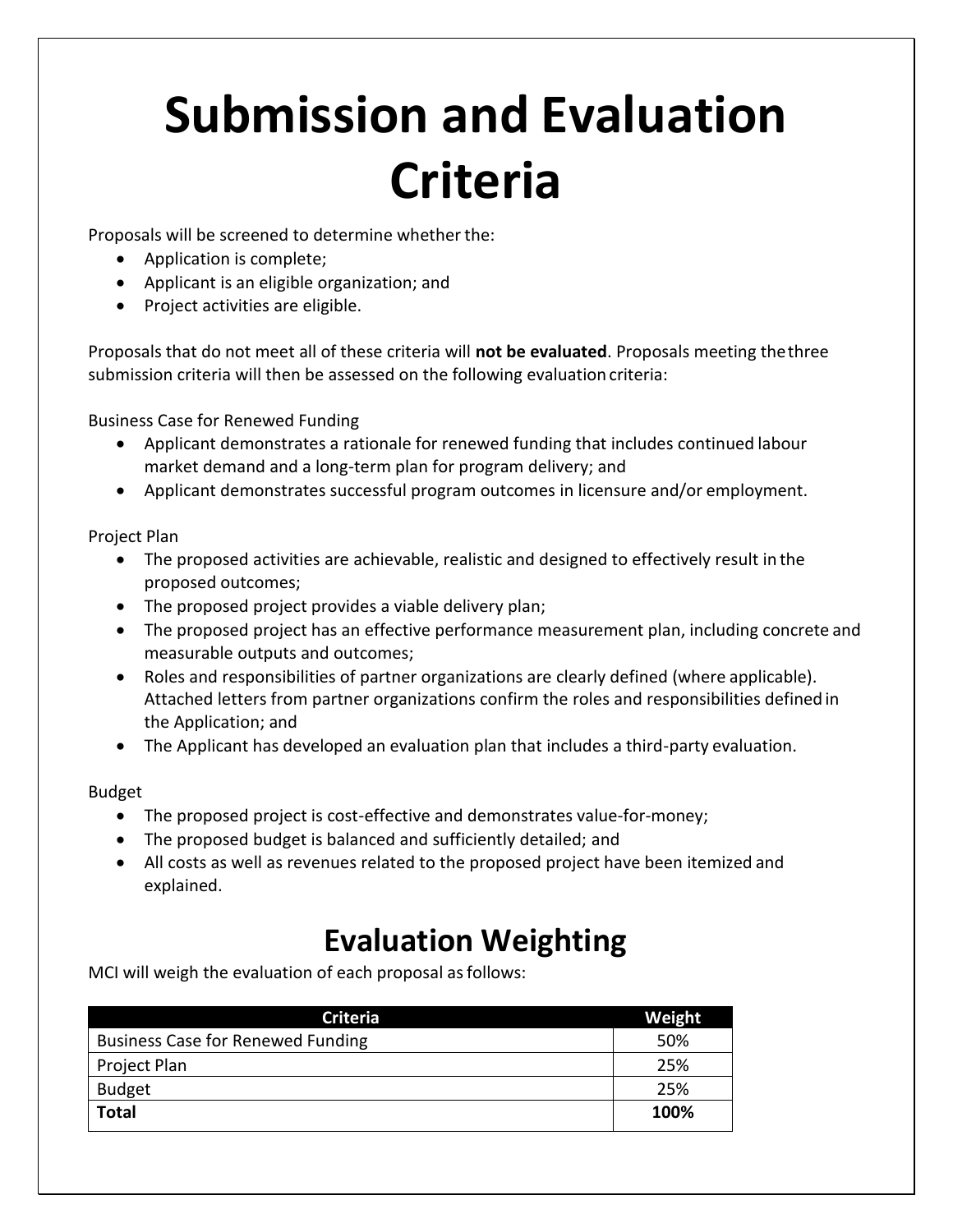# Submission and Evaluation Criteria

Proposals will be screened to determine whether the:

- Application is complete;
- Applicant is an eligible organization; and
- Project activities are eligible.

Proposals that do not meet all of these criteria will **not be evaluated**. Proposals meeting the three submission criteria will then be assessed on the following evaluation criteria:

Business Case for Renewed Funding

- Applicant demonstrates a rationale for renewed funding that includes continued labour market demand and a long-term plan for program delivery; and
- Applicant demonstrates successful program outcomes in licensure and/or employment.

Project Plan

- The proposed activities are achievable, realistic and designed to effectively result in the proposed outcomes;
- The proposed project provides a viable delivery plan;
- The proposed project has an effective performance measurement plan, including concrete and measurable outputs and outcomes;
- Roles and responsibilities of partner organizations are clearly defined (where applicable). Attached letters from partner organizations confirm the roles and responsibilities defined in the Application; and
- The Applicant has developed an evaluation plan that includes a third-party evaluation.

Budget

- The proposed project is cost-effective and demonstrates value-for-money;
- The proposed budget is balanced and sufficiently detailed; and
- All costs as well as revenues related to the proposed project have been itemized and explained.

## Evaluation Weighting

MCI will weigh the evaluation of each proposal as follows:

| Criteria | Weight |
| --- | --- |
| Business Case for Renewed Funding | 50% |
| Project Plan | 25% |
| Budget | 25% |
| **Total** | **100%** |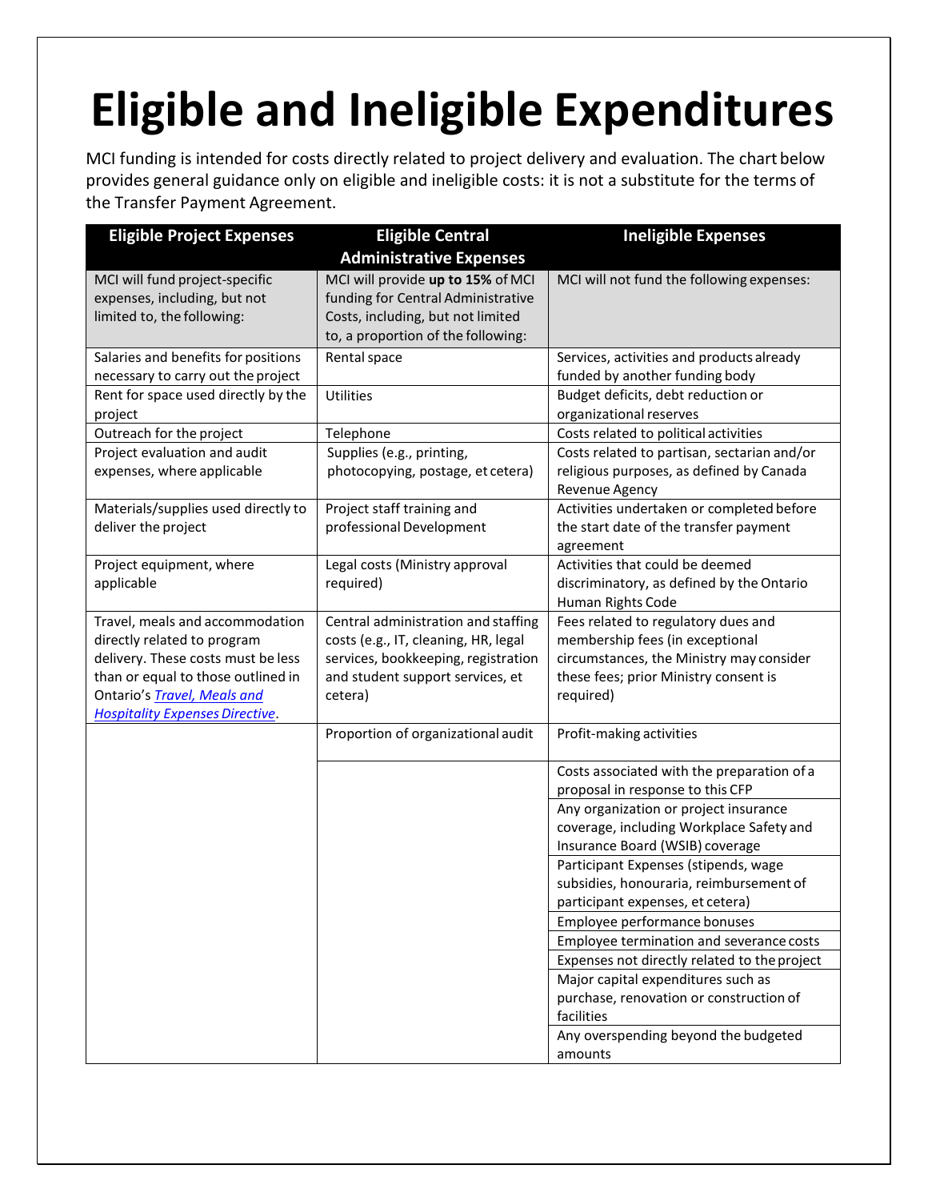# Eligible and Ineligible Expenditures

MCI funding is intended for costs directly related to project delivery and evaluation. The chart below provides general guidance only on eligible and ineligible costs: it is not a substitute for the terms of the Transfer Payment Agreement.

| Eligible Project Expenses | Eligible Central Administrative Expenses | Ineligible Expenses |
|---|---|---|
| MCI will fund project-specific expenses, including, but not limited to, the following: | MCI will provide **up to 15%** of MCI funding for Central Administrative Costs, including, but not limited to, a proportion of the following: | MCI will not fund the following expenses: |
| Salaries and benefits for positions necessary to carry out the project | Rental space | Services, activities and products already funded by another funding body |
| Rent for space used directly by the project | Utilities | Budget deficits, debt reduction or organizational reserves |
| Outreach for the project | Telephone | Costs related to political activities |
| Project evaluation and audit expenses, where applicable | Supplies (e.g., printing, photocopying, postage, et cetera) | Costs related to partisan, sectarian and/or religious purposes, as defined by Canada Revenue Agency |
| Materials/supplies used directly to deliver the project | Project staff training and professional Development | Activities undertaken or completed before the start date of the transfer payment agreement |
| Project equipment, where applicable | Legal costs (Ministry approval required) | Activities that could be deemed discriminatory, as defined by the Ontario Human Rights Code |
| Travel, meals and accommodation directly related to program delivery. These costs must be less than or equal to those outlined in Ontario's [*Travel, Meals and Hospitality Expenses Directive*](). | Central administration and staffing costs (e.g., IT, cleaning, HR, legal services, bookkeeping, registration and student support services, et cetera) | Fees related to regulatory dues and membership fees (in exceptional circumstances, the Ministry may consider these fees; prior Ministry consent is required) |
| | Proportion of organizational audit | Profit-making activities |
| | | Costs associated with the preparation of a proposal in response to this CFP |
| | | Any organization or project insurance coverage, including Workplace Safety and Insurance Board (WSIB) coverage |
| | | Participant Expenses (stipends, wage subsidies, honouraria, reimbursement of participant expenses, et cetera) |
| | | Employee performance bonuses |
| | | Employee termination and severance costs |
| | | Expenses not directly related to the project |
| | | Major capital expenditures such as purchase, renovation or construction of facilities |
| | | Any overspending beyond the budgeted amounts |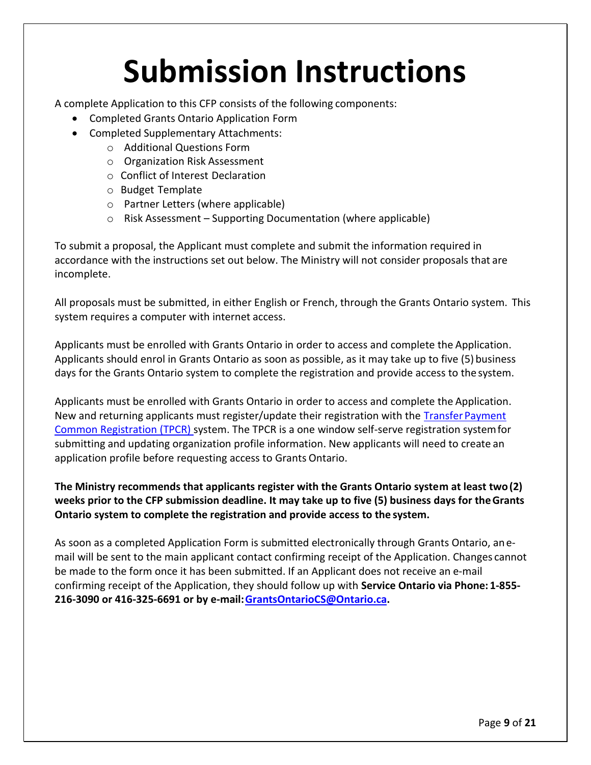# Submission Instructions

A complete Application to this CFP consists of the following components:

- Completed Grants Ontario Application Form
- Completed Supplementary Attachments:
  - Additional Questions Form
  - Organization Risk Assessment
  - Conflict of Interest Declaration
  - Budget Template
  - Partner Letters (where applicable)
  - Risk Assessment – Supporting Documentation (where applicable)

To submit a proposal, the Applicant must complete and submit the information required in accordance with the instructions set out below. The Ministry will not consider proposals that are incomplete.

All proposals must be submitted, in either English or French, through the Grants Ontario system. This system requires a computer with internet access.

Applicants must be enrolled with Grants Ontario in order to access and complete the Application. Applicants should enrol in Grants Ontario as soon as possible, as it may take up to five (5) business days for the Grants Ontario system to complete the registration and provide access to the system.

Applicants must be enrolled with Grants Ontario in order to access and complete the Application. New and returning applicants must register/update their registration with the Transfer Payment Common Registration (TPCR) system. The TPCR is a one window self-serve registration system for submitting and updating organization profile information. New applicants will need to create an application profile before requesting access to Grants Ontario.

**The Ministry recommends that applicants register with the Grants Ontario system at least two (2) weeks prior to the CFP submission deadline. It may take up to five (5) business days for the Grants Ontario system to complete the registration and provide access to the system.**

As soon as a completed Application Form is submitted electronically through Grants Ontario, an e-mail will be sent to the main applicant contact confirming receipt of the Application. Changes cannot be made to the form once it has been submitted. If an Applicant does not receive an e-mail confirming receipt of the Application, they should follow up with **Service Ontario via Phone: 1-855-216-3090 or 416-325-6691 or by e-mail: GrantsOntarioCS@Ontario.ca.**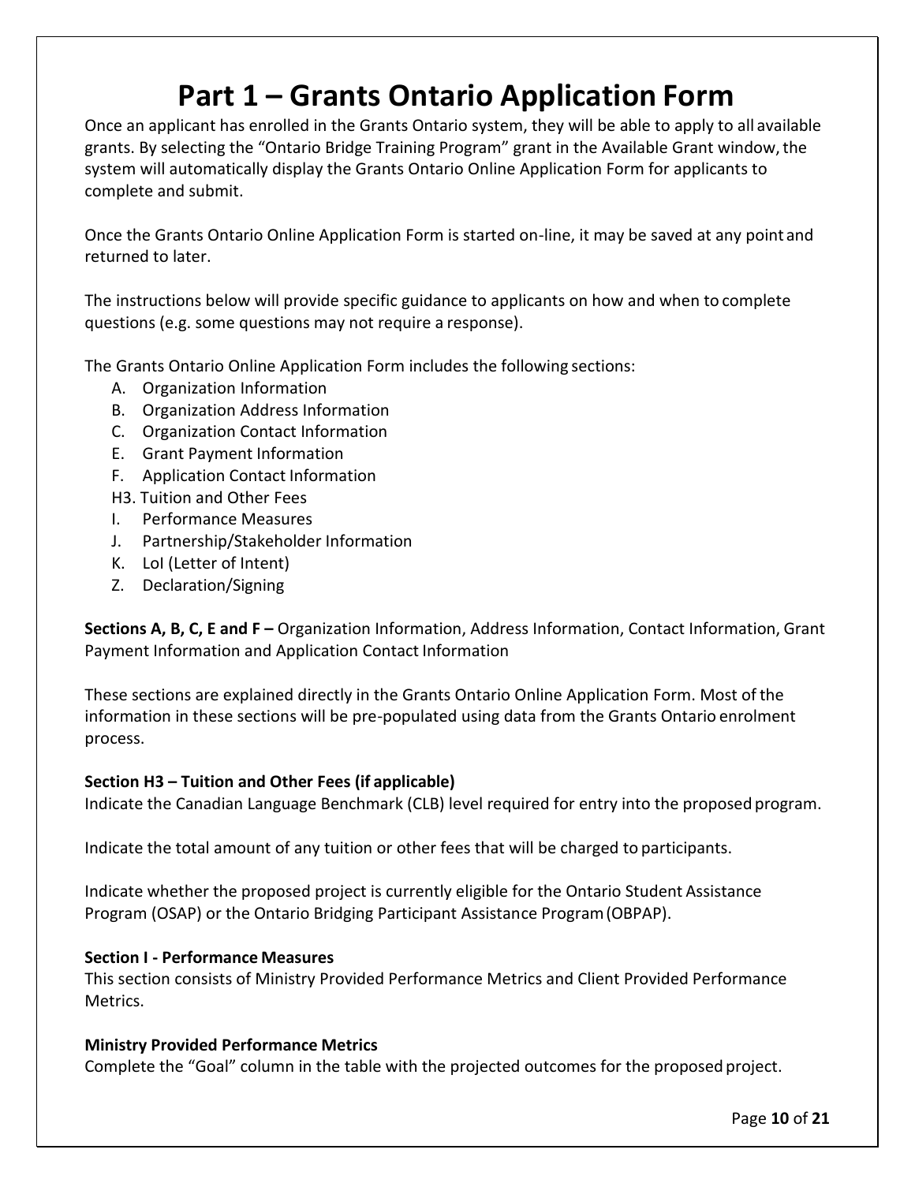# Part 1 – Grants Ontario Application Form

Once an applicant has enrolled in the Grants Ontario system, they will be able to apply to all available grants. By selecting the "Ontario Bridge Training Program" grant in the Available Grant window, the system will automatically display the Grants Ontario Online Application Form for applicants to complete and submit.

Once the Grants Ontario Online Application Form is started on-line, it may be saved at any point and returned to later.

The instructions below will provide specific guidance to applicants on how and when to complete questions (e.g. some questions may not require a response).

The Grants Ontario Online Application Form includes the following sections:

- A. Organization Information
- B. Organization Address Information
- C. Organization Contact Information
- E. Grant Payment Information
- F. Application Contact Information
- H3. Tuition and Other Fees
- I. Performance Measures
- J. Partnership/Stakeholder Information
- K. LoI (Letter of Intent)
- Z. Declaration/Signing

**Sections A, B, C, E and F –** Organization Information, Address Information, Contact Information, Grant Payment Information and Application Contact Information

These sections are explained directly in the Grants Ontario Online Application Form. Most of the information in these sections will be pre-populated using data from the Grants Ontario enrolment process.

**Section H3 – Tuition and Other Fees (if applicable)**

Indicate the Canadian Language Benchmark (CLB) level required for entry into the proposed program.

Indicate the total amount of any tuition or other fees that will be charged to participants.

Indicate whether the proposed project is currently eligible for the Ontario Student Assistance Program (OSAP) or the Ontario Bridging Participant Assistance Program (OBPAP).

**Section I - Performance Measures**

This section consists of Ministry Provided Performance Metrics and Client Provided Performance Metrics.

**Ministry Provided Performance Metrics**

Complete the "Goal" column in the table with the projected outcomes for the proposed project.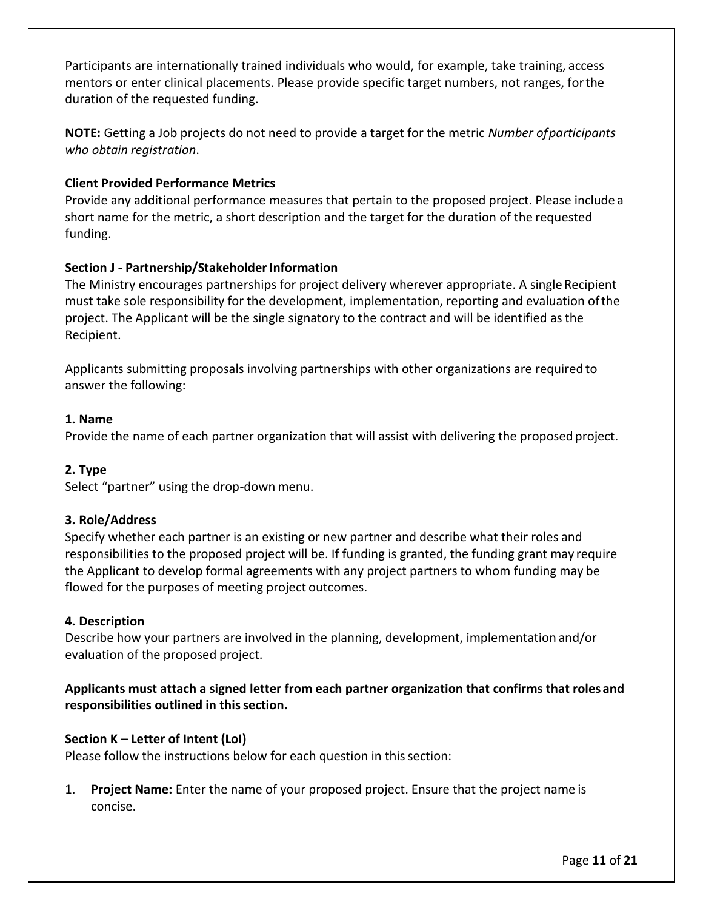Participants are internationally trained individuals who would, for example, take training, access mentors or enter clinical placements. Please provide specific target numbers, not ranges, for the duration of the requested funding.

**NOTE:** Getting a Job projects do not need to provide a target for the metric *Number of participants who obtain registration*.

**Client Provided Performance Metrics**

Provide any additional performance measures that pertain to the proposed project. Please include a short name for the metric, a short description and the target for the duration of the requested funding.

**Section J - Partnership/Stakeholder Information**

The Ministry encourages partnerships for project delivery wherever appropriate. A single Recipient must take sole responsibility for the development, implementation, reporting and evaluation of the project. The Applicant will be the single signatory to the contract and will be identified as the Recipient.

Applicants submitting proposals involving partnerships with other organizations are required to answer the following:

**1. Name**

Provide the name of each partner organization that will assist with delivering the proposed project.

**2. Type**

Select "partner" using the drop-down menu.

**3. Role/Address**

Specify whether each partner is an existing or new partner and describe what their roles and responsibilities to the proposed project will be. If funding is granted, the funding grant may require the Applicant to develop formal agreements with any project partners to whom funding may be flowed for the purposes of meeting project outcomes.

**4. Description**

Describe how your partners are involved in the planning, development, implementation and/or evaluation of the proposed project.

**Applicants must attach a signed letter from each partner organization that confirms that roles and responsibilities outlined in this section.**

**Section K – Letter of Intent (LoI)**

Please follow the instructions below for each question in this section:

1. **Project Name:** Enter the name of your proposed project. Ensure that the project name is concise.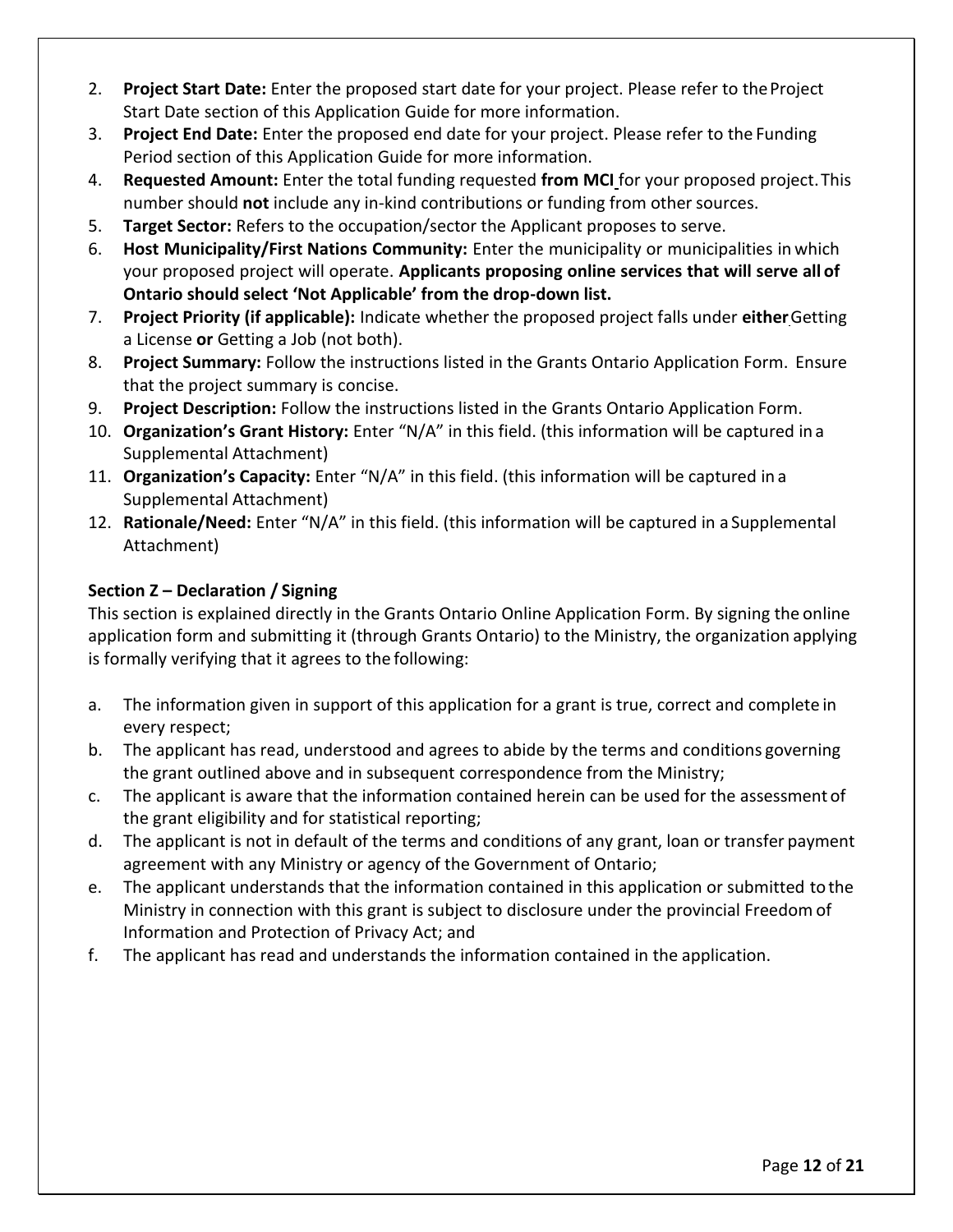2. **Project Start Date:** Enter the proposed start date for your project. Please refer to the Project Start Date section of this Application Guide for more information.
3. **Project End Date:** Enter the proposed end date for your project. Please refer to the Funding Period section of this Application Guide for more information.
4. **Requested Amount:** Enter the total funding requested **from MCI** for your proposed project. This number should **not** include any in-kind contributions or funding from other sources.
5. **Target Sector:** Refers to the occupation/sector the Applicant proposes to serve.
6. **Host Municipality/First Nations Community:** Enter the municipality or municipalities in which your proposed project will operate. **Applicants proposing online services that will serve all of Ontario should select 'Not Applicable' from the drop-down list.**
7. **Project Priority (if applicable):** Indicate whether the proposed project falls under **either** Getting a License **or** Getting a Job (not both).
8. **Project Summary:** Follow the instructions listed in the Grants Ontario Application Form. Ensure that the project summary is concise.
9. **Project Description:** Follow the instructions listed in the Grants Ontario Application Form.
10. **Organization's Grant History:** Enter "N/A" in this field. (this information will be captured in a Supplemental Attachment)
11. **Organization's Capacity:** Enter "N/A" in this field. (this information will be captured in a Supplemental Attachment)
12. **Rationale/Need:** Enter "N/A" in this field. (this information will be captured in a Supplemental Attachment)

### Section Z – Declaration / Signing

This section is explained directly in the Grants Ontario Online Application Form. By signing the online application form and submitting it (through Grants Ontario) to the Ministry, the organization applying is formally verifying that it agrees to the following:

a. The information given in support of this application for a grant is true, correct and complete in every respect;
b. The applicant has read, understood and agrees to abide by the terms and conditions governing the grant outlined above and in subsequent correspondence from the Ministry;
c. The applicant is aware that the information contained herein can be used for the assessment of the grant eligibility and for statistical reporting;
d. The applicant is not in default of the terms and conditions of any grant, loan or transfer payment agreement with any Ministry or agency of the Government of Ontario;
e. The applicant understands that the information contained in this application or submitted to the Ministry in connection with this grant is subject to disclosure under the provincial Freedom of Information and Protection of Privacy Act; and
f. The applicant has read and understands the information contained in the application.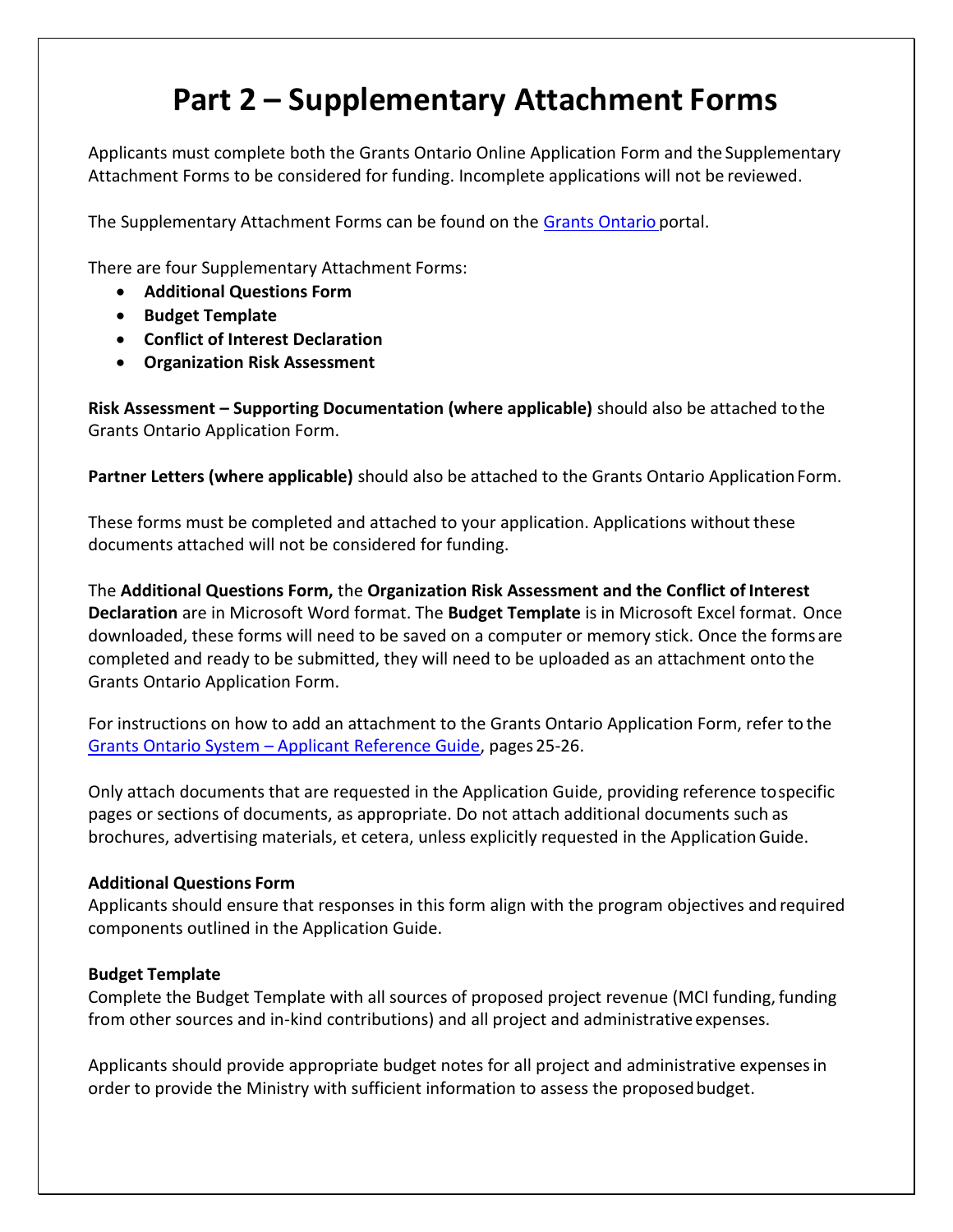# Part 2 – Supplementary Attachment Forms

Applicants must complete both the Grants Ontario Online Application Form and the Supplementary Attachment Forms to be considered for funding. Incomplete applications will not be reviewed.

The Supplementary Attachment Forms can be found on the [Grants Ontario](#) portal.

There are four Supplementary Attachment Forms:

- **Additional Questions Form**
- **Budget Template**
- **Conflict of Interest Declaration**
- **Organization Risk Assessment**

**Risk Assessment – Supporting Documentation (where applicable)** should also be attached to the Grants Ontario Application Form.

**Partner Letters (where applicable)** should also be attached to the Grants Ontario Application Form.

These forms must be completed and attached to your application. Applications without these documents attached will not be considered for funding.

The **Additional Questions Form,** the **Organization Risk Assessment and the Conflict of Interest Declaration** are in Microsoft Word format. The **Budget Template** is in Microsoft Excel format. Once downloaded, these forms will need to be saved on a computer or memory stick. Once the forms are completed and ready to be submitted, they will need to be uploaded as an attachment onto the Grants Ontario Application Form.

For instructions on how to add an attachment to the Grants Ontario Application Form, refer to the [Grants Ontario System – Applicant Reference Guide](#), pages 25-26.

Only attach documents that are requested in the Application Guide, providing reference to specific pages or sections of documents, as appropriate. Do not attach additional documents such as brochures, advertising materials, et cetera, unless explicitly requested in the Application Guide.

**Additional Questions Form**
Applicants should ensure that responses in this form align with the program objectives and required components outlined in the Application Guide.

**Budget Template**
Complete the Budget Template with all sources of proposed project revenue (MCI funding, funding from other sources and in-kind contributions) and all project and administrative expenses.

Applicants should provide appropriate budget notes for all project and administrative expenses in order to provide the Ministry with sufficient information to assess the proposed budget.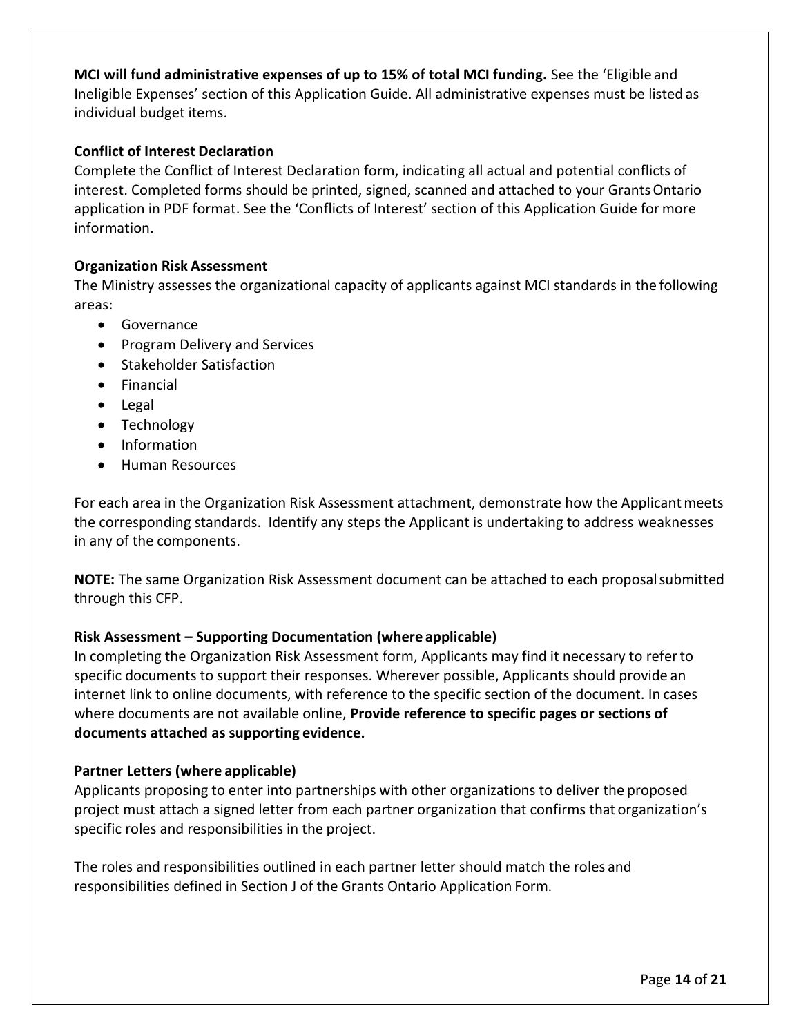**MCI will fund administrative expenses of up to 15% of total MCI funding.** See the 'Eligible and Ineligible Expenses' section of this Application Guide. All administrative expenses must be listed as individual budget items.

### Conflict of Interest Declaration

Complete the Conflict of Interest Declaration form, indicating all actual and potential conflicts of interest. Completed forms should be printed, signed, scanned and attached to your Grants Ontario application in PDF format. See the 'Conflicts of Interest' section of this Application Guide for more information.

### Organization Risk Assessment

The Ministry assesses the organizational capacity of applicants against MCI standards in the following areas:

- Governance
- Program Delivery and Services
- Stakeholder Satisfaction
- Financial
- Legal
- Technology
- Information
- Human Resources

For each area in the Organization Risk Assessment attachment, demonstrate how the Applicant meets the corresponding standards. Identify any steps the Applicant is undertaking to address weaknesses in any of the components.

**NOTE:** The same Organization Risk Assessment document can be attached to each proposal submitted through this CFP.

### Risk Assessment – Supporting Documentation (where applicable)

In completing the Organization Risk Assessment form, Applicants may find it necessary to refer to specific documents to support their responses. Wherever possible, Applicants should provide an internet link to online documents, with reference to the specific section of the document. In cases where documents are not available online, **Provide reference to specific pages or sections of documents attached as supporting evidence.**

### Partner Letters (where applicable)

Applicants proposing to enter into partnerships with other organizations to deliver the proposed project must attach a signed letter from each partner organization that confirms that organization's specific roles and responsibilities in the project.

The roles and responsibilities outlined in each partner letter should match the roles and responsibilities defined in Section J of the Grants Ontario Application Form.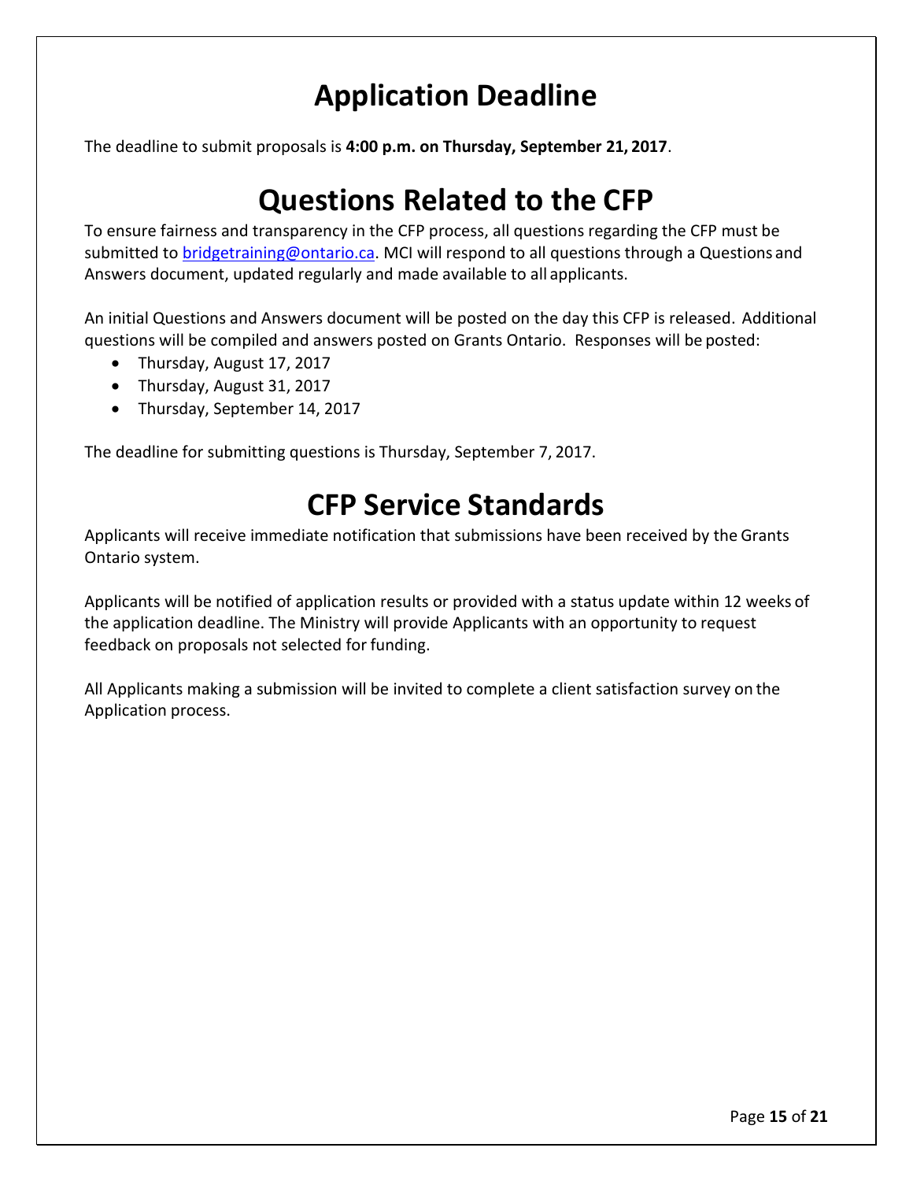# Application Deadline

The deadline to submit proposals is **4:00 p.m. on Thursday, September 21, 2017**.

# Questions Related to the CFP

To ensure fairness and transparency in the CFP process, all questions regarding the CFP must be submitted to [bridgetraining@ontario.ca](mailto:bridgetraining@ontario.ca). MCI will respond to all questions through a Questions and Answers document, updated regularly and made available to all applicants.

An initial Questions and Answers document will be posted on the day this CFP is released. Additional questions will be compiled and answers posted on Grants Ontario. Responses will be posted:

- Thursday, August 17, 2017
- Thursday, August 31, 2017
- Thursday, September 14, 2017

The deadline for submitting questions is Thursday, September 7, 2017.

# CFP Service Standards

Applicants will receive immediate notification that submissions have been received by the Grants Ontario system.

Applicants will be notified of application results or provided with a status update within 12 weeks of the application deadline. The Ministry will provide Applicants with an opportunity to request feedback on proposals not selected for funding.

All Applicants making a submission will be invited to complete a client satisfaction survey on the Application process.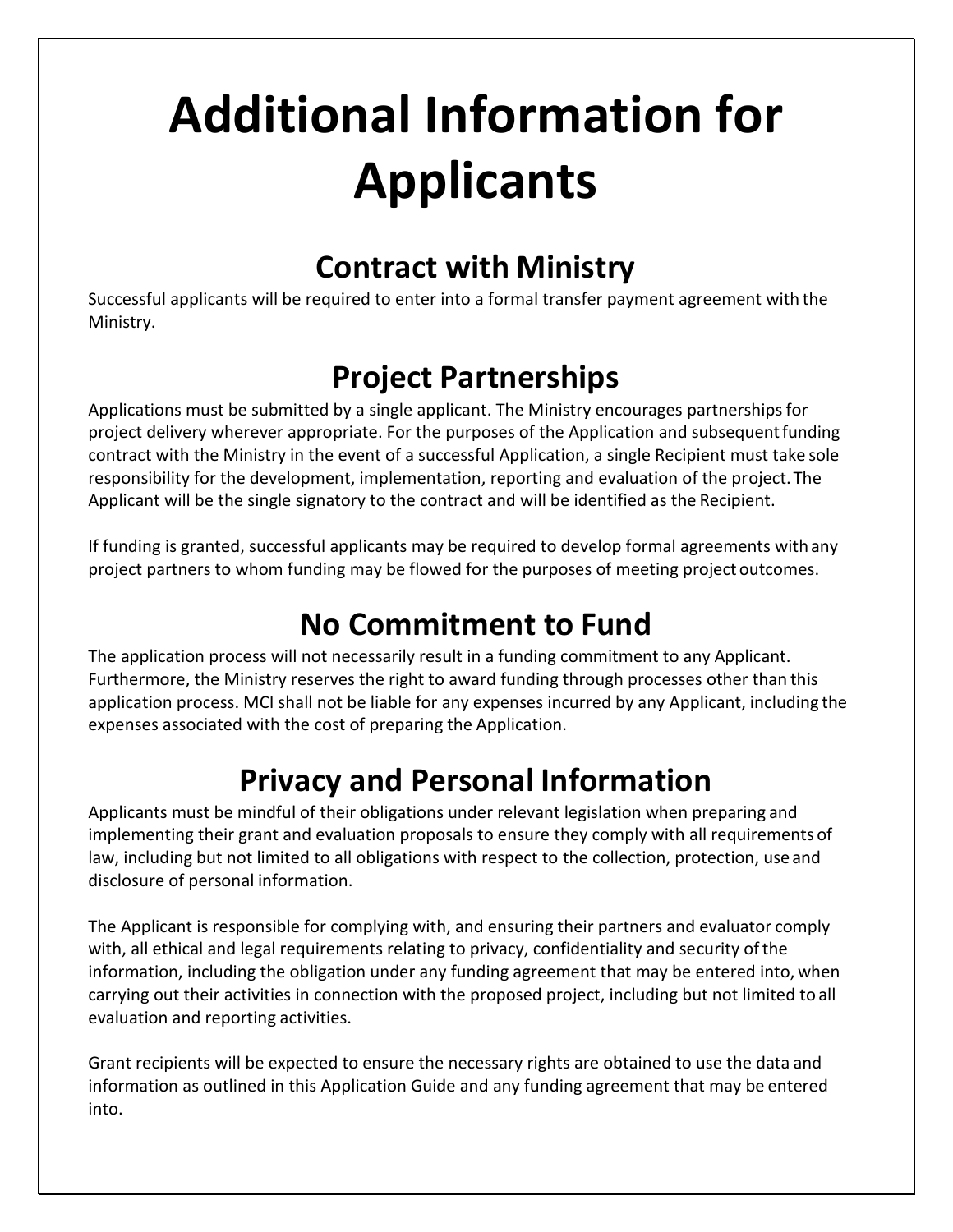# Additional Information for Applicants

## Contract with Ministry

Successful applicants will be required to enter into a formal transfer payment agreement with the Ministry.

## Project Partnerships

Applications must be submitted by a single applicant. The Ministry encourages partnerships for project delivery wherever appropriate. For the purposes of the Application and subsequent funding contract with the Ministry in the event of a successful Application, a single Recipient must take sole responsibility for the development, implementation, reporting and evaluation of the project. The Applicant will be the single signatory to the contract and will be identified as the Recipient.

If funding is granted, successful applicants may be required to develop formal agreements with any project partners to whom funding may be flowed for the purposes of meeting project outcomes.

## No Commitment to Fund

The application process will not necessarily result in a funding commitment to any Applicant. Furthermore, the Ministry reserves the right to award funding through processes other than this application process. MCI shall not be liable for any expenses incurred by any Applicant, including the expenses associated with the cost of preparing the Application.

## Privacy and Personal Information

Applicants must be mindful of their obligations under relevant legislation when preparing and implementing their grant and evaluation proposals to ensure they comply with all requirements of law, including but not limited to all obligations with respect to the collection, protection, use and disclosure of personal information.

The Applicant is responsible for complying with, and ensuring their partners and evaluator comply with, all ethical and legal requirements relating to privacy, confidentiality and security of the information, including the obligation under any funding agreement that may be entered into, when carrying out their activities in connection with the proposed project, including but not limited to all evaluation and reporting activities.

Grant recipients will be expected to ensure the necessary rights are obtained to use the data and information as outlined in this Application Guide and any funding agreement that may be entered into.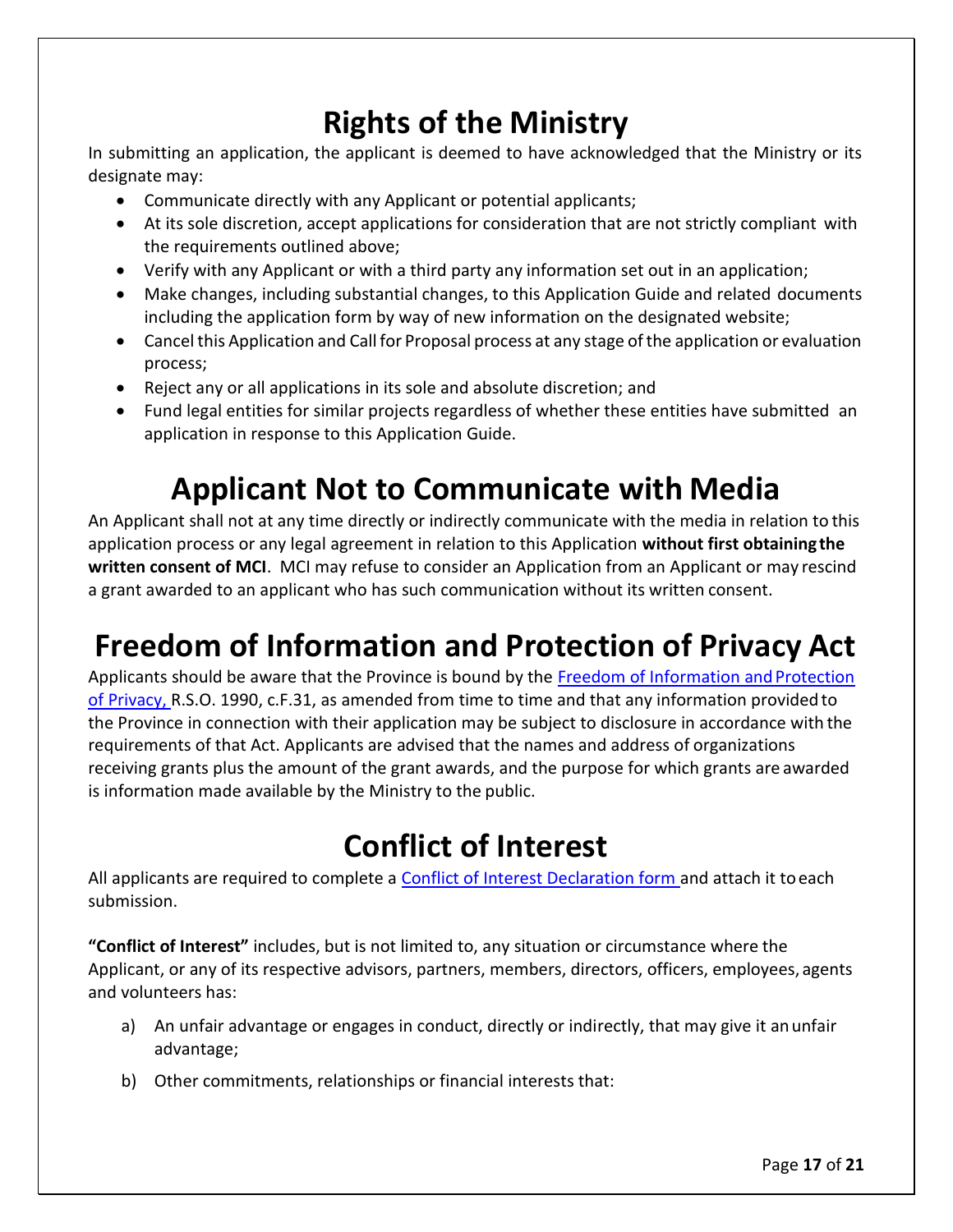# Rights of the Ministry

In submitting an application, the applicant is deemed to have acknowledged that the Ministry or its designate may:

- Communicate directly with any Applicant or potential applicants;
- At its sole discretion, accept applications for consideration that are not strictly compliant with the requirements outlined above;
- Verify with any Applicant or with a third party any information set out in an application;
- Make changes, including substantial changes, to this Application Guide and related documents including the application form by way of new information on the designated website;
- Cancel this Application and Call for Proposal process at any stage of the application or evaluation process;
- Reject any or all applications in its sole and absolute discretion; and
- Fund legal entities for similar projects regardless of whether these entities have submitted an application in response to this Application Guide.

# Applicant Not to Communicate with Media

An Applicant shall not at any time directly or indirectly communicate with the media in relation to this application process or any legal agreement in relation to this Application **without first obtaining the written consent of MCI**. MCI may refuse to consider an Application from an Applicant or may rescind a grant awarded to an applicant who has such communication without its written consent.

# Freedom of Information and Protection of Privacy Act

Applicants should be aware that the Province is bound by the Freedom of Information and Protection of Privacy, R.S.O. 1990, c.F.31, as amended from time to time and that any information provided to the Province in connection with their application may be subject to disclosure in accordance with the requirements of that Act. Applicants are advised that the names and address of organizations receiving grants plus the amount of the grant awards, and the purpose for which grants are awarded is information made available by the Ministry to the public.

# Conflict of Interest

All applicants are required to complete a Conflict of Interest Declaration form and attach it to each submission.

**"Conflict of Interest"** includes, but is not limited to, any situation or circumstance where the Applicant, or any of its respective advisors, partners, members, directors, officers, employees, agents and volunteers has:

a) An unfair advantage or engages in conduct, directly or indirectly, that may give it an unfair advantage;

b) Other commitments, relationships or financial interests that: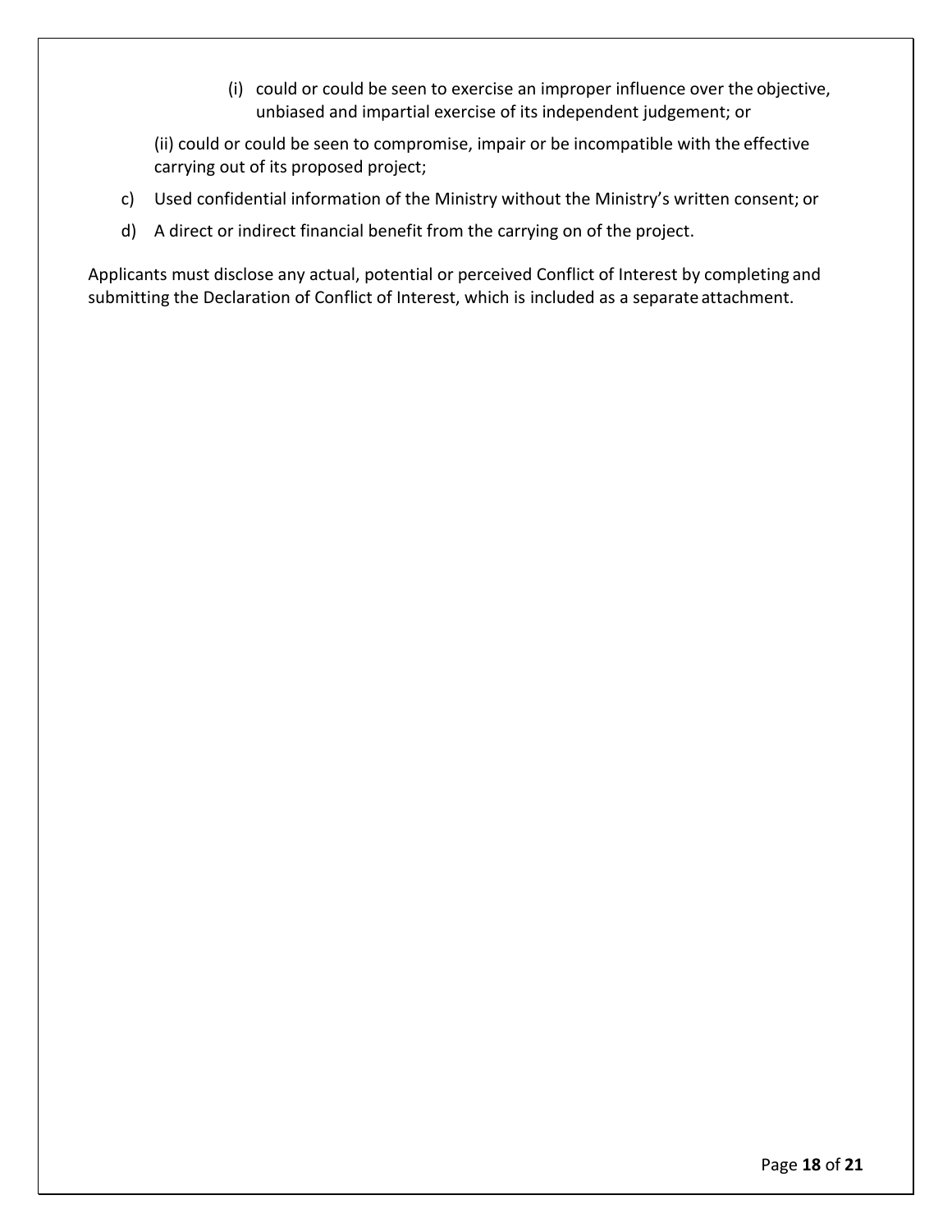(i) could or could be seen to exercise an improper influence over the objective, unbiased and impartial exercise of its independent judgement; or

(ii) could or could be seen to compromise, impair or be incompatible with the effective carrying out of its proposed project;

c) Used confidential information of the Ministry without the Ministry's written consent; or

d) A direct or indirect financial benefit from the carrying on of the project.

Applicants must disclose any actual, potential or perceived Conflict of Interest by completing and submitting the Declaration of Conflict of Interest, which is included as a separate attachment.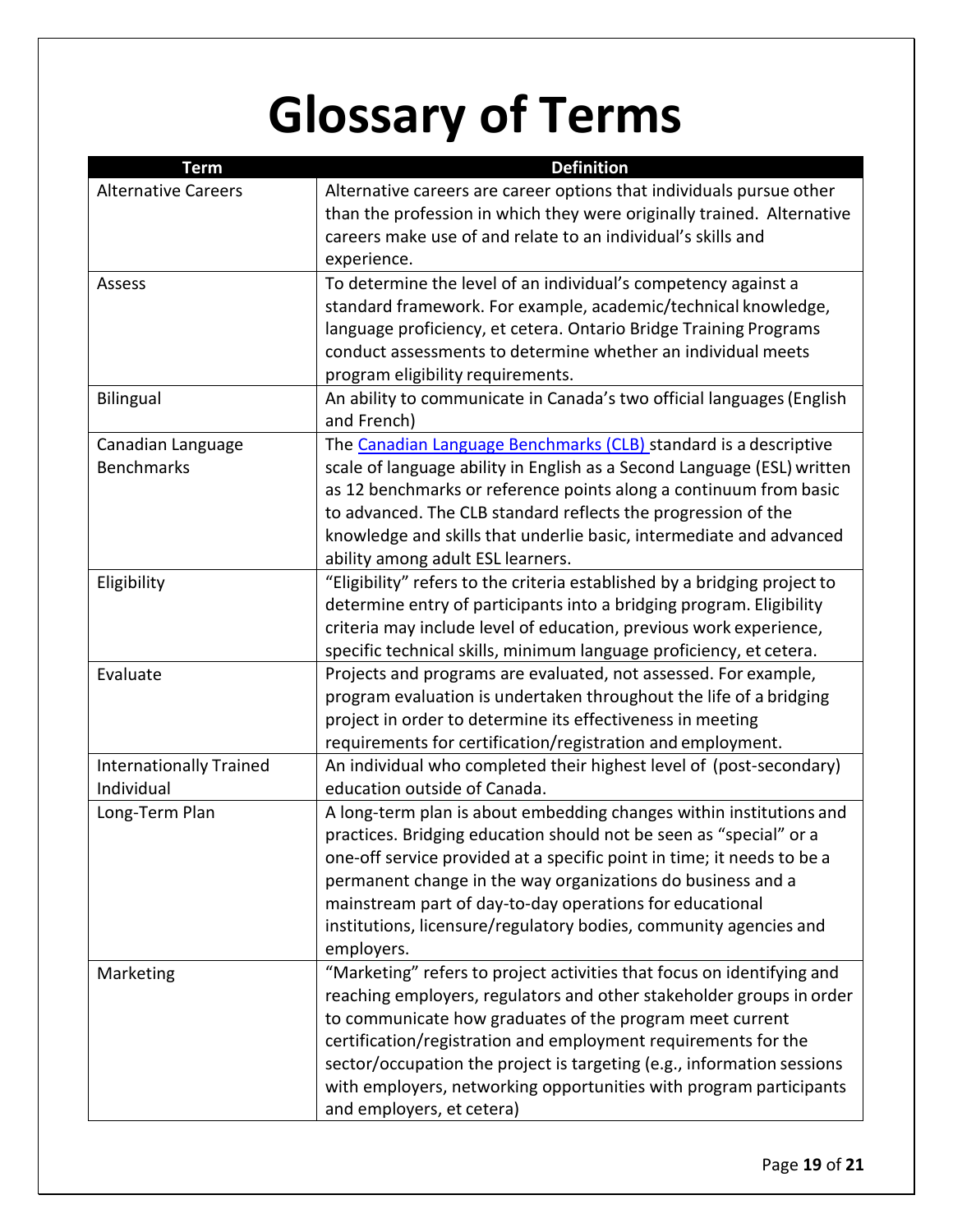# Glossary of Terms

| Term | Definition |
|---|---|
| Alternative Careers | Alternative careers are career options that individuals pursue other than the profession in which they were originally trained. Alternative careers make use of and relate to an individual's skills and experience. |
| Assess | To determine the level of an individual's competency against a standard framework. For example, academic/technical knowledge, language proficiency, et cetera. Ontario Bridge Training Programs conduct assessments to determine whether an individual meets program eligibility requirements. |
| Bilingual | An ability to communicate in Canada's two official languages (English and French) |
| Canadian Language Benchmarks | The Canadian Language Benchmarks (CLB) standard is a descriptive scale of language ability in English as a Second Language (ESL) written as 12 benchmarks or reference points along a continuum from basic to advanced. The CLB standard reflects the progression of the knowledge and skills that underlie basic, intermediate and advanced ability among adult ESL learners. |
| Eligibility | "Eligibility" refers to the criteria established by a bridging project to determine entry of participants into a bridging program. Eligibility criteria may include level of education, previous work experience, specific technical skills, minimum language proficiency, et cetera. |
| Evaluate | Projects and programs are evaluated, not assessed. For example, program evaluation is undertaken throughout the life of a bridging project in order to determine its effectiveness in meeting requirements for certification/registration and employment. |
| Internationally Trained Individual | An individual who completed their highest level of (post-secondary) education outside of Canada. |
| Long-Term Plan | A long-term plan is about embedding changes within institutions and practices. Bridging education should not be seen as "special" or a one-off service provided at a specific point in time; it needs to be a permanent change in the way organizations do business and a mainstream part of day-to-day operations for educational institutions, licensure/regulatory bodies, community agencies and employers. |
| Marketing | "Marketing" refers to project activities that focus on identifying and reaching employers, regulators and other stakeholder groups in order to communicate how graduates of the program meet current certification/registration and employment requirements for the sector/occupation the project is targeting (e.g., information sessions with employers, networking opportunities with program participants and employers, et cetera) |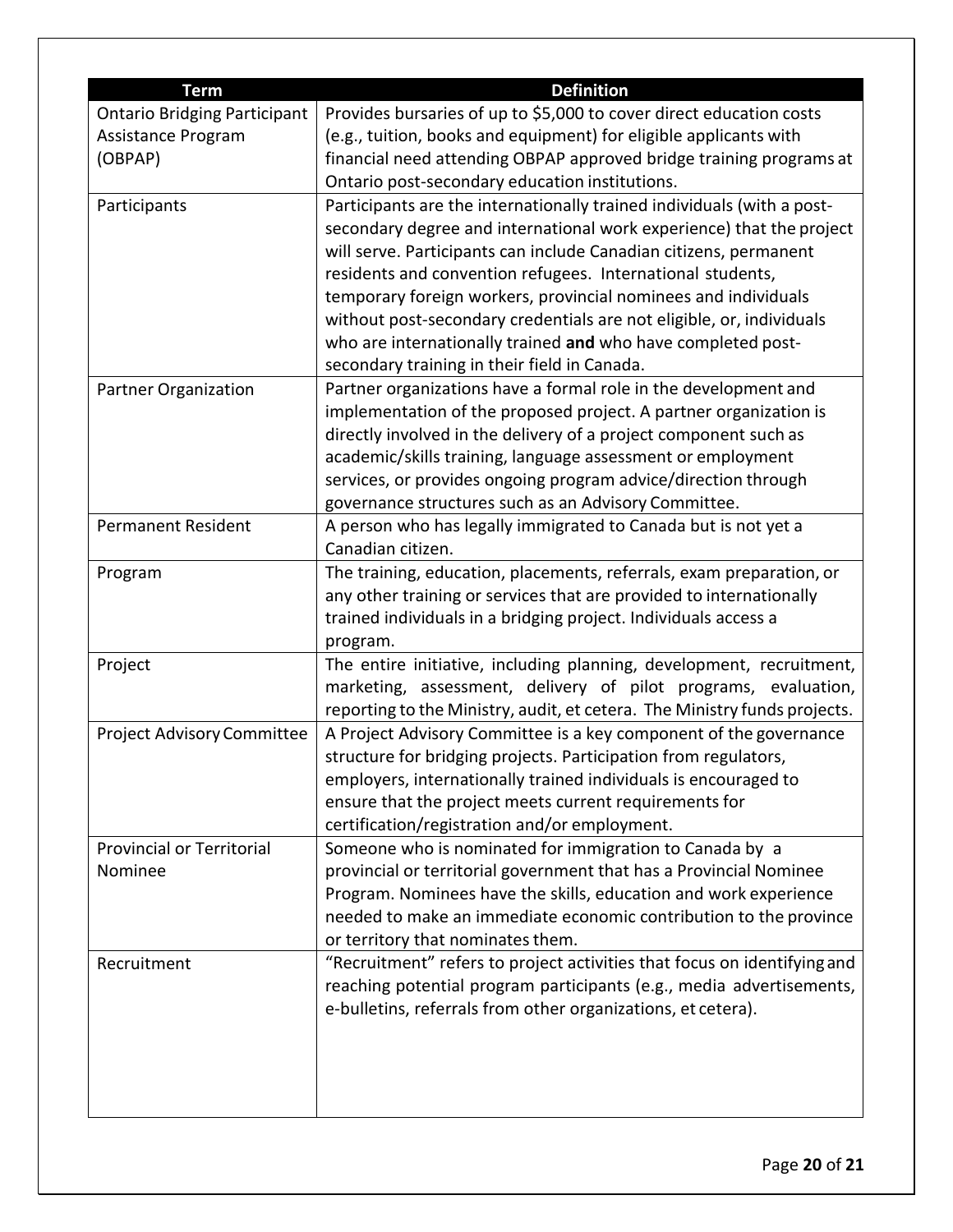| Term | Definition |
|---|---|
| Ontario Bridging Participant Assistance Program (OBPAP) | Provides bursaries of up to $5,000 to cover direct education costs (e.g., tuition, books and equipment) for eligible applicants with financial need attending OBPAP approved bridge training programs at Ontario post-secondary education institutions. |
| Participants | Participants are the internationally trained individuals (with a post-secondary degree and international work experience) that the project will serve. Participants can include Canadian citizens, permanent residents and convention refugees. International students, temporary foreign workers, provincial nominees and individuals without post-secondary credentials are not eligible, or, individuals who are internationally trained **and** who have completed post-secondary training in their field in Canada. |
| Partner Organization | Partner organizations have a formal role in the development and implementation of the proposed project. A partner organization is directly involved in the delivery of a project component such as academic/skills training, language assessment or employment services, or provides ongoing program advice/direction through governance structures such as an Advisory Committee. |
| Permanent Resident | A person who has legally immigrated to Canada but is not yet a Canadian citizen. |
| Program | The training, education, placements, referrals, exam preparation, or any other training or services that are provided to internationally trained individuals in a bridging project. Individuals access a program. |
| Project | The entire initiative, including planning, development, recruitment, marketing, assessment, delivery of pilot programs, evaluation, reporting to the Ministry, audit, et cetera. The Ministry funds projects. |
| Project Advisory Committee | A Project Advisory Committee is a key component of the governance structure for bridging projects. Participation from regulators, employers, internationally trained individuals is encouraged to ensure that the project meets current requirements for certification/registration and/or employment. |
| Provincial or Territorial Nominee | Someone who is nominated for immigration to Canada by a provincial or territorial government that has a Provincial Nominee Program. Nominees have the skills, education and work experience needed to make an immediate economic contribution to the province or territory that nominates them. |
| Recruitment | "Recruitment" refers to project activities that focus on identifying and reaching potential program participants (e.g., media advertisements, e-bulletins, referrals from other organizations, et cetera). |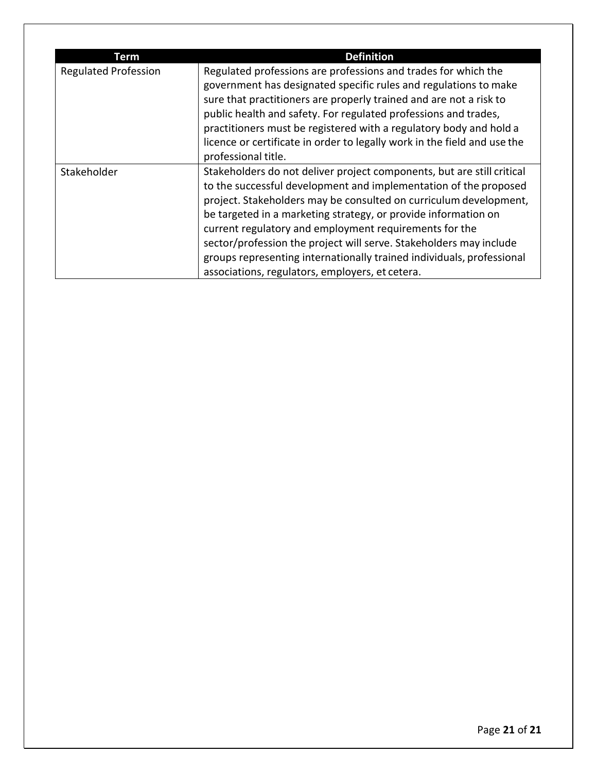| Term | Definition |
|---|---|
| Regulated Profession | Regulated professions are professions and trades for which the government has designated specific rules and regulations to make sure that practitioners are properly trained and are not a risk to public health and safety. For regulated professions and trades, practitioners must be registered with a regulatory body and hold a licence or certificate in order to legally work in the field and use the professional title. |
| Stakeholder | Stakeholders do not deliver project components, but are still critical to the successful development and implementation of the proposed project. Stakeholders may be consulted on curriculum development, be targeted in a marketing strategy, or provide information on current regulatory and employment requirements for the sector/profession the project will serve. Stakeholders may include groups representing internationally trained individuals, professional associations, regulators, employers, et cetera. |